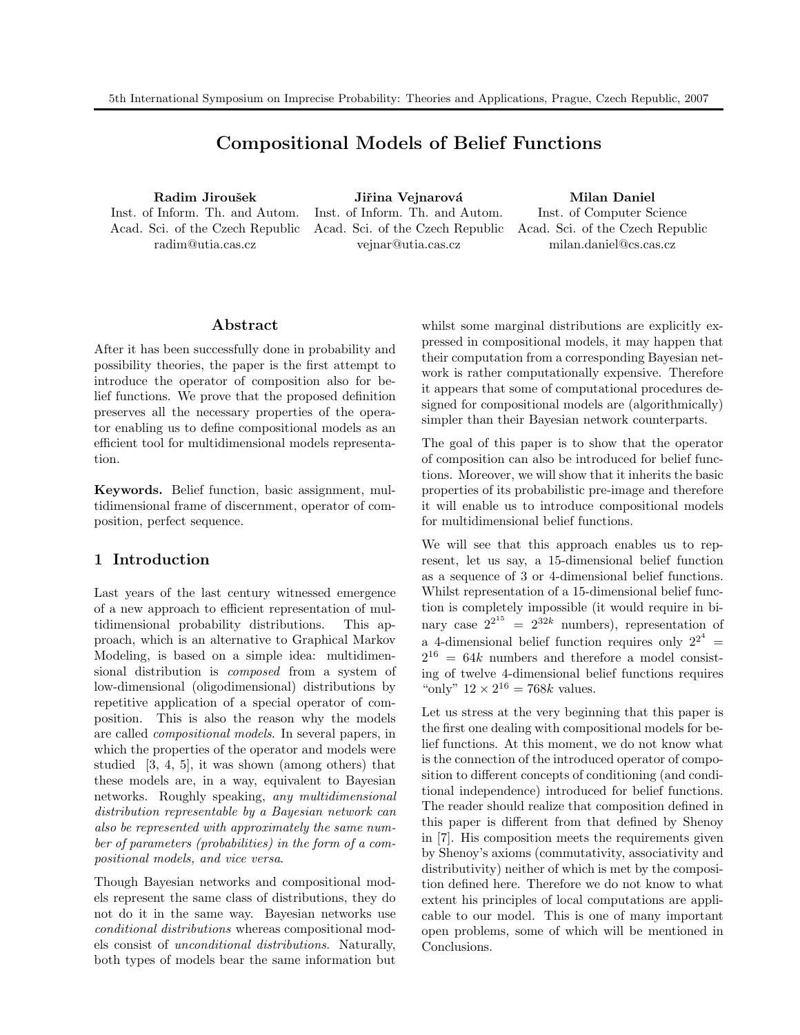# Compositional Models of Belief Functions

**Radim Jiroušek**
Inst. of Inform. Th. and Autom.
Acad. Sci. of the Czech Republic
radim@utia.cas.cz

**Jiřina Vejnarová**
Inst. of Inform. Th. and Autom.
Acad. Sci. of the Czech Republic
vejnar@utia.cas.cz

**Milan Daniel**
Inst. of Computer Science
Acad. Sci. of the Czech Republic
milan.daniel@cs.cas.cz

## Abstract

After it has been successfully done in probability and possibility theories, the paper is the first attempt to introduce the operator of composition also for belief functions. We prove that the proposed definition preserves all the necessary properties of the operator enabling us to define compositional models as an efficient tool for multidimensional models representation.

**Keywords.** Belief function, basic assignment, multidimensional frame of discernment, operator of composition, perfect sequence.

## 1 Introduction

Last years of the last century witnessed emergence of a new approach to efficient representation of multidimensional probability distributions. This approach, which is an alternative to Graphical Markov Modeling, is based on a simple idea: multidimensional distribution is *composed* from a system of low-dimensional (oligodimensional) distributions by repetitive application of a special operator of composition. This is also the reason why the models are called *compositional models*. In several papers, in which the properties of the operator and models were studied [3, 4, 5], it was shown (among others) that these models are, in a way, equivalent to Bayesian networks. Roughly speaking, *any multidimensional distribution representable by a Bayesian network can also be represented with approximately the same number of parameters (probabilities) in the form of a compositional models, and vice versa*.

Though Bayesian networks and compositional models represent the same class of distributions, they do not do it in the same way. Bayesian networks use *conditional distributions* whereas compositional models consist of *unconditional distributions*. Naturally, both types of models bear the same information but whilst some marginal distributions are explicitly expressed in compositional models, it may happen that their computation from a corresponding Bayesian network is rather computationally expensive. Therefore it appears that some of computational procedures designed for compositional models are (algorithmically) simpler than their Bayesian network counterparts.

The goal of this paper is to show that the operator of composition can also be introduced for belief functions. Moreover, we will show that it inherits the basic properties of its probabilistic pre-image and therefore it will enable us to introduce compositional models for multidimensional belief functions.

We will see that this approach enables us to represent, let us say, a 15-dimensional belief function as a sequence of 3 or 4-dimensional belief functions. Whilst representation of a 15-dimensional belief function is completely impossible (it would require in binary case $2^{2^{15}} = 2^{32k}$ numbers), representation of a 4-dimensional belief function requires only $2^{2^4} = 2^{16} = 64k$ numbers and therefore a model consisting of twelve 4-dimensional belief functions requires "only" $12 \times 2^{16} = 768k$ values.

Let us stress at the very beginning that this paper is the first one dealing with compositional models for belief functions. At this moment, we do not know what is the connection of the introduced operator of composition to different concepts of conditioning (and conditional independence) introduced for belief functions. The reader should realize that composition defined in this paper is different from that defined by Shenoy in [7]. His composition meets the requirements given by Shenoy's axioms (commutativity, associativity and distributivity) neither of which is met by the composition defined here. Therefore we do not know to what extent his principles of local computations are applicable to our model. This is one of many important open problems, some of which will be mentioned in Conclusions.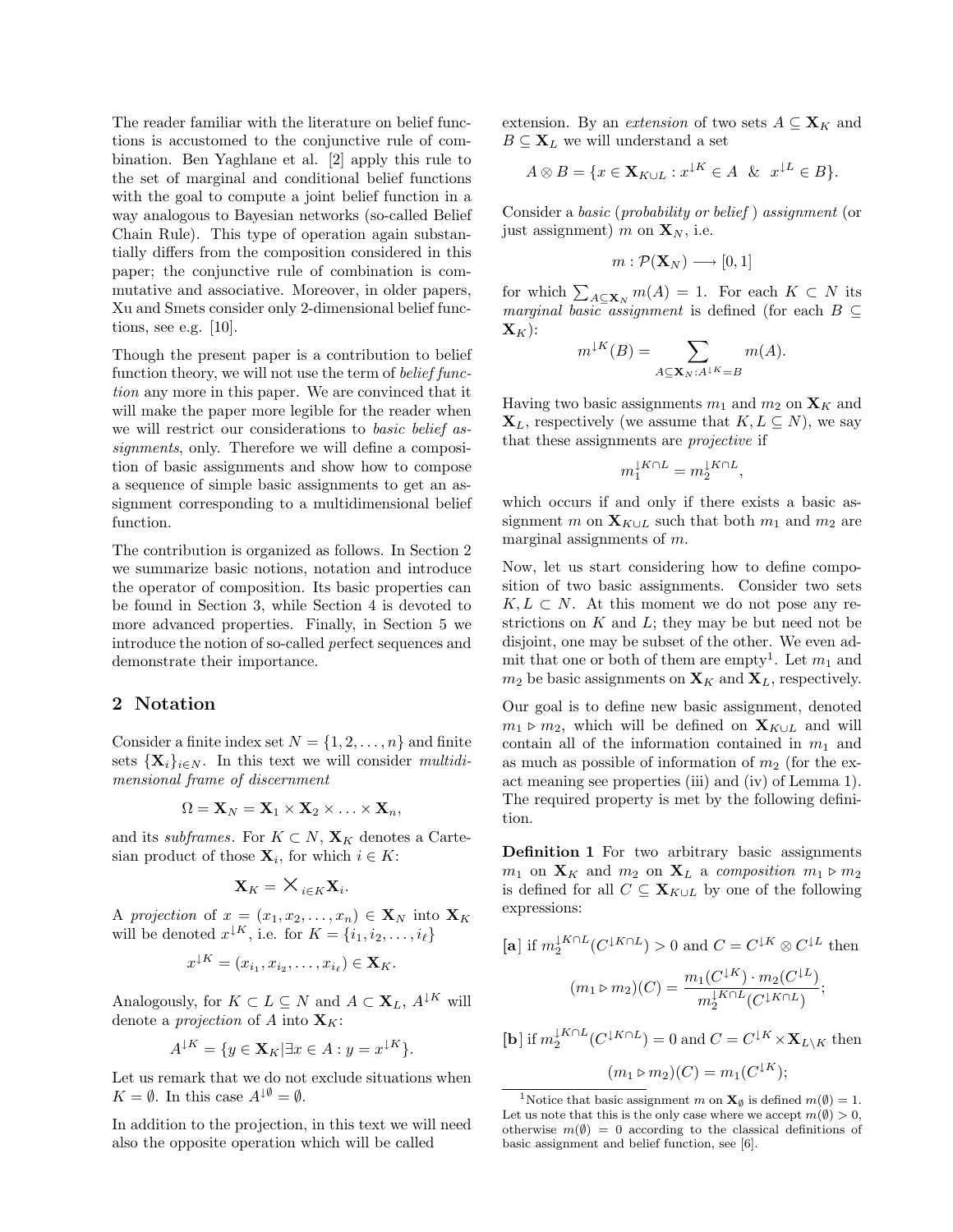The reader familiar with the literature on belief functions is accustomed to the conjunctive rule of combination. Ben Yaghlane et al. [2] apply this rule to the set of marginal and conditional belief functions with the goal to compute a joint belief function in a way analogous to Bayesian networks (so-called Belief Chain Rule). This type of operation again substantially differs from the composition considered in this paper; the conjunctive rule of combination is commutative and associative. Moreover, in older papers, Xu and Smets consider only 2-dimensional belief functions, see e.g. [10].

Though the present paper is a contribution to belief function theory, we will not use the term of *belief function* any more in this paper. We are convinced that it will make the paper more legible for the reader when we will restrict our considerations to *basic belief assignments*, only. Therefore we will define a composition of basic assignments and show how to compose a sequence of simple basic assignments to get an assignment corresponding to a multidimensional belief function.

The contribution is organized as follows. In Section 2 we summarize basic notions, notation and introduce the operator of composition. Its basic properties can be found in Section 3, while Section 4 is devoted to more advanced properties. Finally, in Section 5 we introduce the notion of so-called *p*erfect sequences and demonstrate their importance.

## 2 Notation

Consider a finite index set $N = \{1, 2, \ldots, n\}$ and finite sets $\{\mathbf{X}_i\}_{i \in N}$. In this text we will consider *multidimensional frame of discernment*

$$\Omega = \mathbf{X}_N = \mathbf{X}_1 \times \mathbf{X}_2 \times \ldots \times \mathbf{X}_n,$$

and its *subframes*. For $K \subset N$, $\mathbf{X}_K$ denotes a Cartesian product of those $\mathbf{X}_i$, for which $i \in K$:

$$\mathbf{X}_K = \bigtimes_{i \in K} \mathbf{X}_i.$$

A *projection* of $x = (x_1, x_2, \ldots, x_n) \in \mathbf{X}_N$ into $\mathbf{X}_K$ will be denoted $x^{\downarrow K}$, i.e. for $K = \{i_1, i_2, \ldots, i_\ell\}$

$$x^{\downarrow K} = (x_{i_1}, x_{i_2}, \ldots, x_{i_\ell}) \in \mathbf{X}_K.$$

Analogously, for $K \subset L \subseteq N$ and $A \subset \mathbf{X}_L$, $A^{\downarrow K}$ will denote a *projection* of $A$ into $\mathbf{X}_K$:

$$A^{\downarrow K} = \{y \in \mathbf{X}_K | \exists x \in A : y = x^{\downarrow K}\}.$$

Let us remark that we do not exclude situations when $K = \emptyset$. In this case $A^{\downarrow \emptyset} = \emptyset$.

In addition to the projection, in this text we will need also the opposite operation which will be called extension. By an *extension* of two sets $A \subseteq \mathbf{X}_K$ and $B \subseteq \mathbf{X}_L$ we will understand a set

$$A \otimes B = \{x \in \mathbf{X}_{K \cup L} : x^{\downarrow K} \in A \;\; \& \;\; x^{\downarrow L} \in B\}.$$

Consider a *basic* (*probability or belief*) *assignment* (or just assignment) $m$ on $\mathbf{X}_N$, i.e.

$$m : \mathcal{P}(\mathbf{X}_N) \longrightarrow [0, 1]$$

for which $\sum_{A \subseteq \mathbf{X}_N} m(A) = 1$. For each $K \subset N$ its *marginal basic assignment* is defined (for each $B \subseteq \mathbf{X}_K$):

$$m^{\downarrow K}(B) = \sum_{A \subseteq \mathbf{X}_N : A^{\downarrow K} = B} m(A).$$

Having two basic assignments $m_1$ and $m_2$ on $\mathbf{X}_K$ and $\mathbf{X}_L$, respectively (we assume that $K, L \subseteq N$), we say that these assignments are *projective* if

$$m_1^{\downarrow K \cap L} = m_2^{\downarrow K \cap L},$$

which occurs if and only if there exists a basic assignment $m$ on $\mathbf{X}_{K \cup L}$ such that both $m_1$ and $m_2$ are marginal assignments of $m$.

Now, let us start considering how to define composition of two basic assignments. Consider two sets $K, L \subset N$. At this moment we do not pose any restrictions on $K$ and $L$; they may be but need not be disjoint, one may be subset of the other. We even admit that one or both of them are empty[1]. Let $m_1$ and $m_2$ be basic assignments on $\mathbf{X}_K$ and $\mathbf{X}_L$, respectively.

Our goal is to define new basic assignment, denoted $m_1 \triangleright m_2$, which will be defined on $\mathbf{X}_{K \cup L}$ and will contain all of the information contained in $m_1$ and as much as possible of information of $m_2$ (for the exact meaning see properties (iii) and (iv) of Lemma 1). The required property is met by the following definition.

**Definition 1** For two arbitrary basic assignments $m_1$ on $\mathbf{X}_K$ and $m_2$ on $\mathbf{X}_L$ a *composition* $m_1 \triangleright m_2$ is defined for all $C \subseteq \mathbf{X}_{K \cup L}$ by one of the following expressions:

**[a]** if $m_2^{\downarrow K \cap L}(C^{\downarrow K \cap L}) > 0$ and $C = C^{\downarrow K} \otimes C^{\downarrow L}$ then

$$(m_1 \triangleright m_2)(C) = \frac{m_1(C^{\downarrow K}) \cdot m_2(C^{\downarrow L})}{m_2^{\downarrow K \cap L}(C^{\downarrow K \cap L})};$$

**[b]** if $m_2^{\downarrow K \cap L}(C^{\downarrow K \cap L}) = 0$ and $C = C^{\downarrow K} \times \mathbf{X}_{L \setminus K}$ then

$$(m_1 \triangleright m_2)(C) = m_1(C^{\downarrow K});$$

[1] Notice that basic assignment $m$ on $\mathbf{X}_\emptyset$ is defined $m(\emptyset) = 1$. Let us note that this is the only case where we accept $m(\emptyset) > 0$, otherwise $m(\emptyset) = 0$ according to the classical definitions of basic assignment and belief function, see [6].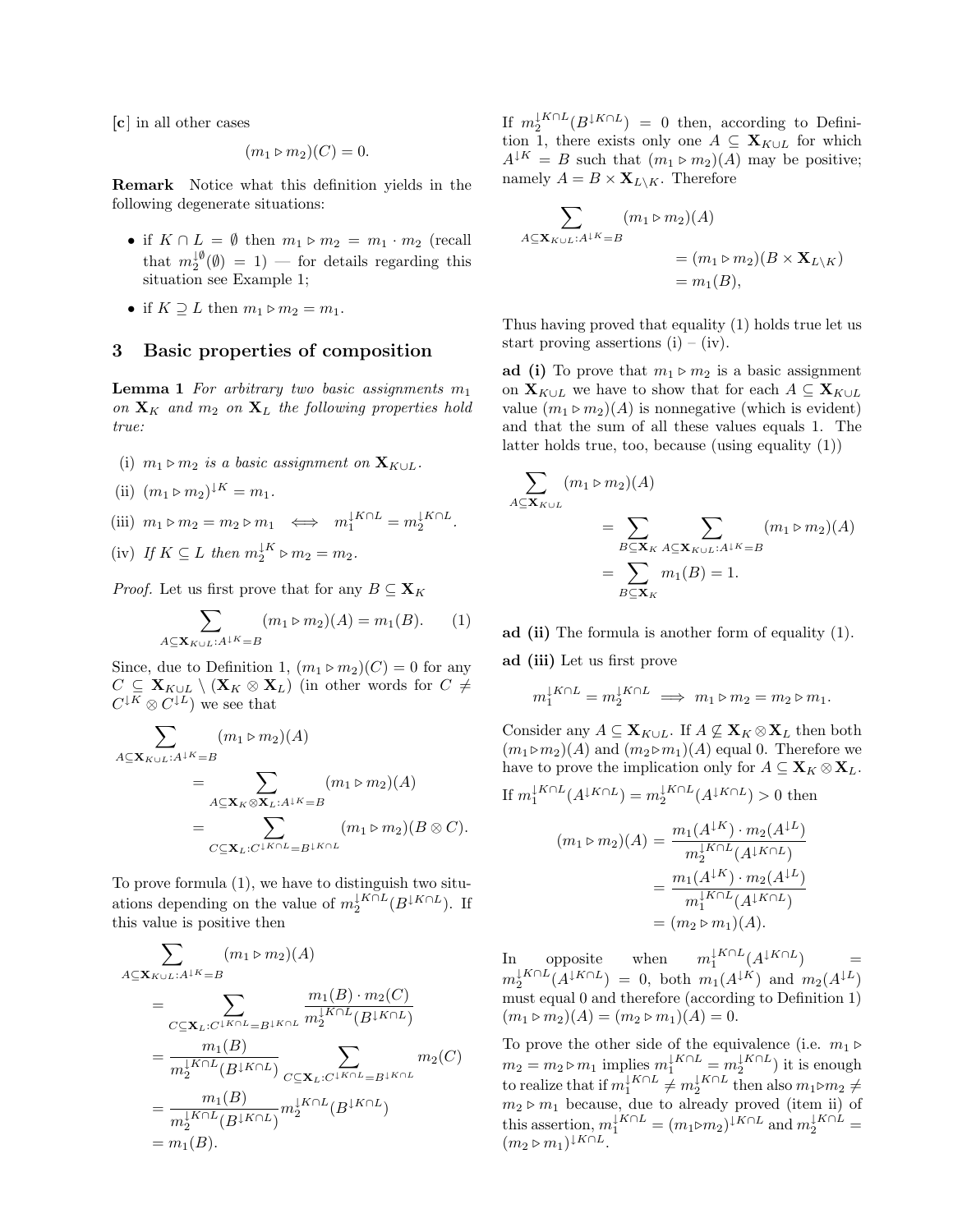**[c]** in all other cases

$$(m_1 \triangleright m_2)(C) = 0.$$

**Remark** Notice what this definition yields in the following degenerate situations:

- if $K \cap L = \emptyset$ then $m_1 \triangleright m_2 = m_1 \cdot m_2$ (recall that $m_2^{\downarrow\emptyset}(\emptyset) = 1$) — for details regarding this situation see Example 1;
- if $K \supseteq L$ then $m_1 \triangleright m_2 = m_1$.

## 3 Basic properties of composition

**Lemma 1** *For arbitrary two basic assignments $m_1$ on $\mathbf{X}_K$ and $m_2$ on $\mathbf{X}_L$ the following properties hold true:*

(i) *$m_1 \triangleright m_2$ is a basic assignment on $\mathbf{X}_{K\cup L}$.*

(ii) *$(m_1 \triangleright m_2)^{\downarrow K} = m_1$.*

(iii) *$m_1 \triangleright m_2 = m_2 \triangleright m_1 \iff m_1^{\downarrow K\cap L} = m_2^{\downarrow K\cap L}$.*

(iv) *If $K \subseteq L$ then $m_2^{\downarrow K} \triangleright m_2 = m_2$.*

*Proof.* Let us first prove that for any $B \subseteq \mathbf{X}_K$

$$\sum_{A\subseteq \mathbf{X}_{K\cup L}: A^{\downarrow K}=B} (m_1 \triangleright m_2)(A) = m_1(B). \qquad (1)$$

Since, due to Definition 1, $(m_1 \triangleright m_2)(C) = 0$ for any $C \subseteq \mathbf{X}_{K\cup L} \setminus (\mathbf{X}_K \otimes \mathbf{X}_L)$ (in other words for $C \neq C^{\downarrow K} \otimes C^{\downarrow L}$) we see that

$$\begin{aligned}
&\sum_{A\subseteq \mathbf{X}_{K\cup L}: A^{\downarrow K}=B} (m_1 \triangleright m_2)(A) \\
&= \sum_{A\subseteq \mathbf{X}_K\otimes\mathbf{X}_L: A^{\downarrow K}=B} (m_1 \triangleright m_2)(A) \\
&= \sum_{C\subseteq \mathbf{X}_L: C^{\downarrow K\cap L}=B^{\downarrow K\cap L}} (m_1 \triangleright m_2)(B \otimes C).
\end{aligned}$$

To prove formula (1), we have to distinguish two situations depending on the value of $m_2^{\downarrow K\cap L}(B^{\downarrow K\cap L})$. If this value is positive then

$$\begin{aligned}
&\sum_{A\subseteq \mathbf{X}_{K\cup L}: A^{\downarrow K}=B} (m_1 \triangleright m_2)(A) \\
&= \sum_{C\subseteq \mathbf{X}_L: C^{\downarrow K\cap L}=B^{\downarrow K\cap L}} \frac{m_1(B)\cdot m_2(C)}{m_2^{\downarrow K\cap L}(B^{\downarrow K\cap L})} \\
&= \frac{m_1(B)}{m_2^{\downarrow K\cap L}(B^{\downarrow K\cap L})} \sum_{C\subseteq \mathbf{X}_L: C^{\downarrow K\cap L}=B^{\downarrow K\cap L}} m_2(C) \\
&= \frac{m_1(B)}{m_2^{\downarrow K\cap L}(B^{\downarrow K\cap L})} m_2^{\downarrow K\cap L}(B^{\downarrow K\cap L}) \\
&= m_1(B).
\end{aligned}$$

If $m_2^{\downarrow K\cap L}(B^{\downarrow K\cap L}) = 0$ then, according to Definition 1, there exists only one $A \subseteq \mathbf{X}_{K\cup L}$ for which $A^{\downarrow K} = B$ such that $(m_1 \triangleright m_2)(A)$ may be positive; namely $A = B \times \mathbf{X}_{L\setminus K}$. Therefore

$$\begin{aligned}
&\sum_{A\subseteq \mathbf{X}_{K\cup L}: A^{\downarrow K}=B} (m_1 \triangleright m_2)(A) \\
&\qquad = (m_1 \triangleright m_2)(B \times \mathbf{X}_{L\setminus K}) \\
&\qquad = m_1(B),
\end{aligned}$$

Thus having proved that equality (1) holds true let us start proving assertions (i) – (iv).

**ad (i)** To prove that $m_1 \triangleright m_2$ is a basic assignment on $\mathbf{X}_{K\cup L}$ we have to show that for each $A \subseteq \mathbf{X}_{K\cup L}$ value $(m_1 \triangleright m_2)(A)$ is nonnegative (which is evident) and that the sum of all these values equals 1. The latter holds true, too, because (using equality (1))

$$\begin{aligned}
&\sum_{A\subseteq \mathbf{X}_{K\cup L}} (m_1 \triangleright m_2)(A) \\
&\qquad = \sum_{B\subseteq \mathbf{X}_K} \sum_{A\subseteq \mathbf{X}_{K\cup L}: A^{\downarrow K}=B} (m_1 \triangleright m_2)(A) \\
&\qquad = \sum_{B\subseteq \mathbf{X}_K} m_1(B) = 1.
\end{aligned}$$

**ad (ii)** The formula is another form of equality (1).

**ad (iii)** Let us first prove

$$m_1^{\downarrow K\cap L} = m_2^{\downarrow K\cap L} \implies m_1 \triangleright m_2 = m_2 \triangleright m_1.$$

Consider any $A \subseteq \mathbf{X}_{K\cup L}$. If $A \not\subseteq \mathbf{X}_K \otimes \mathbf{X}_L$ then both $(m_1 \triangleright m_2)(A)$ and $(m_2 \triangleright m_1)(A)$ equal 0. Therefore we have to prove the implication only for $A \subseteq \mathbf{X}_K \otimes \mathbf{X}_L$. If $m_1^{\downarrow K\cap L}(A^{\downarrow K\cap L}) = m_2^{\downarrow K\cap L}(A^{\downarrow K\cap L}) > 0$ then

$$\begin{aligned}
(m_1 \triangleright m_2)(A) &= \frac{m_1(A^{\downarrow K})\cdot m_2(A^{\downarrow L})}{m_2^{\downarrow K\cap L}(A^{\downarrow K\cap L})} \\
&= \frac{m_1(A^{\downarrow K})\cdot m_2(A^{\downarrow L})}{m_1^{\downarrow K\cap L}(A^{\downarrow K\cap L})} \\
&= (m_2 \triangleright m_1)(A).
\end{aligned}$$

In opposite when $m_1^{\downarrow K\cap L}(A^{\downarrow K\cap L}) = m_2^{\downarrow K\cap L}(A^{\downarrow K\cap L}) = 0$, both $m_1(A^{\downarrow K})$ and $m_2(A^{\downarrow L})$ must equal 0 and therefore (according to Definition 1) $(m_1 \triangleright m_2)(A) = (m_2 \triangleright m_1)(A) = 0$.

To prove the other side of the equivalence (i.e. $m_1 \triangleright m_2 = m_2 \triangleright m_1$ implies $m_1^{\downarrow K\cap L} = m_2^{\downarrow K\cap L}$) it is enough to realize that if $m_1^{\downarrow K\cap L} \neq m_2^{\downarrow K\cap L}$ then also $m_1 \triangleright m_2 \neq m_2 \triangleright m_1$ because, due to already proved (item ii) of this assertion, $m_1^{\downarrow K\cap L} = (m_1 \triangleright m_2)^{\downarrow K\cap L}$ and $m_2^{\downarrow K\cap L} = (m_2 \triangleright m_1)^{\downarrow K\cap L}$.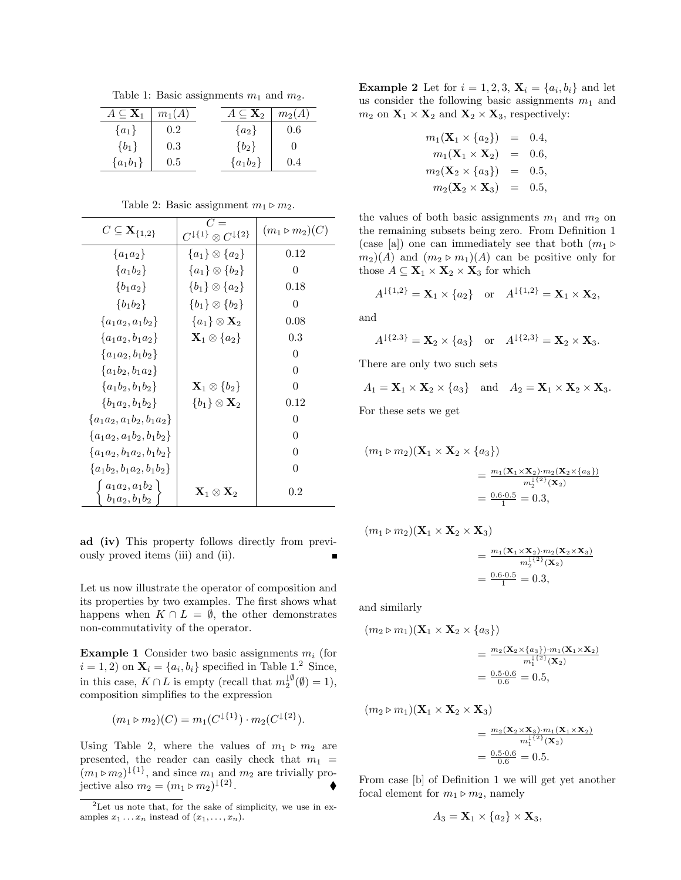Table 1: Basic assignments $m_1$ and $m_2$.

| $A \subseteq \mathbf{X}_1$ | $m_1(A)$ |
|---|---|
| $\{a_1\}$ | 0.2 |
| $\{b_1\}$ | 0.3 |
| $\{a_1 b_1\}$ | 0.5 |

| $A \subseteq \mathbf{X}_2$ | $m_2(A)$ |
|---|---|
| $\{a_2\}$ | 0.6 |
| $\{b_2\}$ | 0 |
| $\{a_1 b_2\}$ | 0.4 |

Table 2: Basic assignment $m_1 \triangleright m_2$.

| $C \subseteq \mathbf{X}_{\{1,2\}}$ | $C = C^{\downarrow\{1\}} \otimes C^{\downarrow\{2\}}$ | $(m_1 \triangleright m_2)(C)$ |
|---|---|---|
| $\{a_1a_2\}$ | $\{a_1\} \otimes \{a_2\}$ | 0.12 |
| $\{a_1b_2\}$ | $\{a_1\} \otimes \{b_2\}$ | 0 |
| $\{b_1a_2\}$ | $\{b_1\} \otimes \{a_2\}$ | 0.18 |
| $\{b_1b_2\}$ | $\{b_1\} \otimes \{b_2\}$ | 0 |
| $\{a_1a_2, a_1b_2\}$ | $\{a_1\} \otimes \mathbf{X}_2$ | 0.08 |
| $\{a_1a_2, b_1a_2\}$ | $\mathbf{X}_1 \otimes \{a_2\}$ | 0.3 |
| $\{a_1a_2, b_1b_2\}$ | | 0 |
| $\{a_1b_2, b_1a_2\}$ | | 0 |
| $\{a_1b_2, b_1b_2\}$ | $\mathbf{X}_1 \otimes \{b_2\}$ | 0 |
| $\{b_1a_2, b_1b_2\}$ | $\{b_1\} \otimes \mathbf{X}_2$ | 0.12 |
| $\{a_1a_2, a_1b_2, b_1a_2\}$ | | 0 |
| $\{a_1a_2, a_1b_2, b_1b_2\}$ | | 0 |
| $\{a_1a_2, b_1a_2, b_1b_2\}$ | | 0 |
| $\{a_1b_2, b_1a_2, b_1b_2\}$ | | 0 |
| $\left\{ \begin{array}{c} a_1a_2, a_1b_2 \\ b_1a_2, b_1b_2 \end{array} \right\}$ | $\mathbf{X}_1 \otimes \mathbf{X}_2$ | 0.2 |

**ad (iv)** This property follows directly from previously proved items (iii) and (ii). ∎

Let us now illustrate the operator of composition and its properties by two examples. The first shows what happens when $K \cap L = \emptyset$, the other demonstrates non-commutativity of the operator.

**Example 1** Consider two basic assignments $m_i$ (for $i = 1, 2$) on $\mathbf{X}_i = \{a_i, b_i\}$ specified in Table 1.[2] Since, in this case, $K \cap L$ is empty (recall that $m_2^{\downarrow\emptyset}(\emptyset) = 1$), composition simplifies to the expression

$$(m_1 \triangleright m_2)(C) = m_1(C^{\downarrow\{1\}}) \cdot m_2(C^{\downarrow\{2\}}).$$

Using Table 2, where the values of $m_1 \triangleright m_2$ are presented, the reader can easily check that $m_1 = (m_1 \triangleright m_2)^{\downarrow\{1\}}$, and since $m_1$ and $m_2$ are trivially projective also $m_2 = (m_1 \triangleright m_2)^{\downarrow\{2\}}$. ♦

[2] Let us note that, for the sake of simplicity, we use in examples $x_1 \dots x_n$ instead of $(x_1, \dots, x_n)$.

**Example 2** Let for $i = 1, 2, 3$, $\mathbf{X}_i = \{a_i, b_i\}$ and let us consider the following basic assignments $m_1$ and $m_2$ on $\mathbf{X}_1 \times \mathbf{X}_2$ and $\mathbf{X}_2 \times \mathbf{X}_3$, respectively:

$$\begin{aligned}
m_1(\mathbf{X}_1 \times \{a_2\}) &= 0.4, \\
m_1(\mathbf{X}_1 \times \mathbf{X}_2) &= 0.6, \\
m_2(\mathbf{X}_2 \times \{a_3\}) &= 0.5, \\
m_2(\mathbf{X}_2 \times \mathbf{X}_3) &= 0.5,
\end{aligned}$$

the values of both basic assignments $m_1$ and $m_2$ on the remaining subsets being zero. From Definition 1 (case [a]) one can immediately see that both $(m_1 \triangleright m_2)(A)$ and $(m_2 \triangleright m_1)(A)$ can be positive only for those $A \subseteq \mathbf{X}_1 \times \mathbf{X}_2 \times \mathbf{X}_3$ for which

$$A^{\downarrow\{1,2\}} = \mathbf{X}_1 \times \{a_2\} \quad \text{or} \quad A^{\downarrow\{1,2\}} = \mathbf{X}_1 \times \mathbf{X}_2,$$

and

$$A^{\downarrow\{2.3\}} = \mathbf{X}_2 \times \{a_3\} \quad \text{or} \quad A^{\downarrow\{2,3\}} = \mathbf{X}_2 \times \mathbf{X}_3.$$

There are only two such sets

$$A_1 = \mathbf{X}_1 \times \mathbf{X}_2 \times \{a_3\} \quad \text{and} \quad A_2 = \mathbf{X}_1 \times \mathbf{X}_2 \times \mathbf{X}_3.$$

For these sets we get

$$\begin{aligned}
(m_1 \triangleright m_2)(\mathbf{X}_1 \times \mathbf{X}_2 \times \{a_3\}) \\
&= \frac{m_1(\mathbf{X}_1 \times \mathbf{X}_2) \cdot m_2(\mathbf{X}_2 \times \{a_3\})}{m_2^{\downarrow\{2\}}(\mathbf{X}_2)} \\
&= \frac{0.6 \cdot 0.5}{1} = 0.3,
\end{aligned}$$

$$\begin{aligned}
(m_1 \triangleright m_2)(\mathbf{X}_1 \times \mathbf{X}_2 \times \mathbf{X}_3) \\
&= \frac{m_1(\mathbf{X}_1 \times \mathbf{X}_2) \cdot m_2(\mathbf{X}_2 \times \mathbf{X}_3)}{m_2^{\downarrow\{2\}}(\mathbf{X}_2)} \\
&= \frac{0.6 \cdot 0.5}{1} = 0.3,
\end{aligned}$$

and similarly

$$\begin{aligned}
(m_2 \triangleright m_1)(\mathbf{X}_1 \times \mathbf{X}_2 \times \{a_3\}) \\
&= \frac{m_2(\mathbf{X}_2 \times \{a_3\}) \cdot m_1(\mathbf{X}_1 \times \mathbf{X}_2)}{m_1^{\downarrow\{2\}}(\mathbf{X}_2)} \\
&= \frac{0.5 \cdot 0.6}{0.6} = 0.5,
\end{aligned}$$

$$\begin{aligned}
(m_2 \triangleright m_1)(\mathbf{X}_1 \times \mathbf{X}_2 \times \mathbf{X}_3) \\
&= \frac{m_2(\mathbf{X}_2 \times \mathbf{X}_3) \cdot m_1(\mathbf{X}_1 \times \mathbf{X}_2)}{m_1^{\downarrow\{2\}}(\mathbf{X}_2)} \\
&= \frac{0.5 \cdot 0.6}{0.6} = 0.5.
\end{aligned}$$

From case [b] of Definition 1 we will get yet another focal element for $m_1 \triangleright m_2$, namely

$$A_3 = \mathbf{X}_1 \times \{a_2\} \times \mathbf{X}_3,$$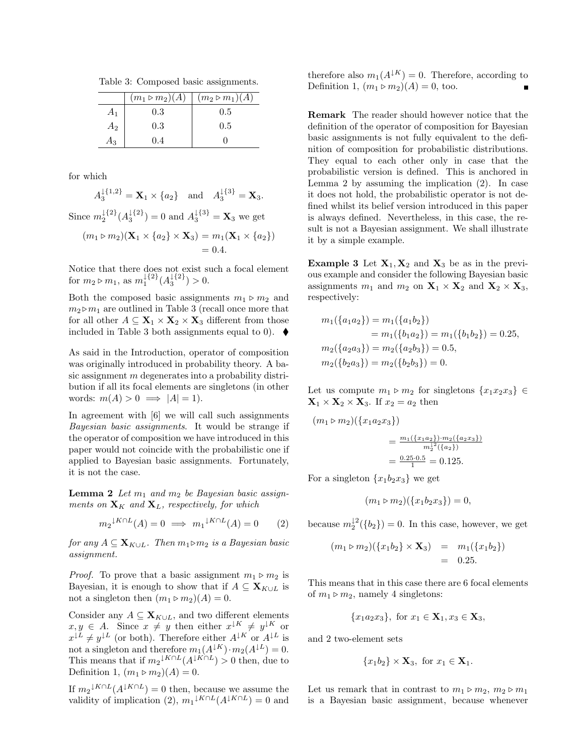Table 3: Composed basic assignments.

|  | $(m_1 \triangleright m_2)(A)$ | $(m_2 \triangleright m_1)(A)$ |
|---|---|---|
| $A_1$ | 0.3 | 0.5 |
| $A_2$ | 0.3 | 0.5 |
| $A_3$ | 0.4 | 0 |

for which

$$A_3^{\downarrow\{1,2\}} = \mathbf{X}_1 \times \{a_2\} \quad \text{and} \quad A_3^{\downarrow\{3\}} = \mathbf{X}_3.$$

Since $m_2^{\downarrow\{2\}}(A_3^{\downarrow\{2\}}) = 0$ and $A_3^{\downarrow\{3\}} = \mathbf{X}_3$ we get

$$(m_1 \triangleright m_2)(\mathbf{X}_1 \times \{a_2\} \times \mathbf{X}_3) = m_1(\mathbf{X}_1 \times \{a_2\}) = 0.4.$$

Notice that there does not exist such a focal element for $m_2 \triangleright m_1$, as $m_1^{\downarrow\{2\}}(A_3^{\downarrow\{2\}}) > 0$.

Both the composed basic assignments $m_1 \triangleright m_2$ and $m_2 \triangleright m_1$ are outlined in Table 3 (recall once more that for all other $A \subseteq \mathbf{X}_1 \times \mathbf{X}_2 \times \mathbf{X}_3$ different from those included in Table 3 both assignments equal to 0). ♦

As said in the Introduction, operator of composition was originally introduced in probability theory. A basic assignment $m$ degenerates into a probability distribution if all its focal elements are singletons (in other words: $m(A) > 0 \implies |A| = 1$).

In agreement with [6] we will call such assignments *Bayesian basic assignments*. It would be strange if the operator of composition we have introduced in this paper would not coincide with the probabilistic one if applied to Bayesian basic assignments. Fortunately, it is not the case.

**Lemma 2** *Let $m_1$ and $m_2$ be Bayesian basic assignments on $\mathbf{X}_K$ and $\mathbf{X}_L$, respectively, for which*

$$m_2^{\downarrow K\cap L}(A) = 0 \implies m_1^{\downarrow K\cap L}(A) = 0 \qquad (2)$$

*for any $A \subseteq \mathbf{X}_{K\cup L}$. Then $m_1 \triangleright m_2$ is a Bayesian basic assignment.*

*Proof.* To prove that a basic assignment $m_1 \triangleright m_2$ is Bayesian, it is enough to show that if $A \subseteq \mathbf{X}_{K\cup L}$ is not a singleton then $(m_1 \triangleright m_2)(A) = 0$.

Consider any $A \subseteq \mathbf{X}_{K\cup L}$, and two different elements $x, y \in A$. Since $x \neq y$ then either $x^{\downarrow K} \neq y^{\downarrow K}$ or $x^{\downarrow L} \neq y^{\downarrow L}$ (or both). Therefore either $A^{\downarrow K}$ or $A^{\downarrow L}$ is not a singleton and therefore $m_1(A^{\downarrow K}) \cdot m_2(A^{\downarrow L}) = 0$. This means that if $m_2^{\downarrow K\cap L}(A^{\downarrow K\cap L}) > 0$ then, due to Definition 1, $(m_1 \triangleright m_2)(A) = 0$.

If $m_2^{\downarrow K\cap L}(A^{\downarrow K\cap L}) = 0$ then, because we assume the validity of implication (2), $m_1^{\downarrow K\cap L}(A^{\downarrow K\cap L}) = 0$ and therefore also $m_1(A^{\downarrow K}) = 0$. Therefore, according to Definition 1, $(m_1 \triangleright m_2)(A) = 0$, too. ∎

**Remark** The reader should however notice that the definition of the operator of composition for Bayesian basic assignments is not fully equivalent to the definition of composition for probabilistic distributions. They equal to each other only in case that the probabilistic version is defined. This is anchored in Lemma 2 by assuming the implication (2). In case it does not hold, the probabilistic operator is not defined whilst its belief version introduced in this paper is always defined. Nevertheless, in this case, the result is not a Bayesian assignment. We shall illustrate it by a simple example.

**Example 3** Let $\mathbf{X}_1, \mathbf{X}_2$ and $\mathbf{X}_3$ be as in the previous example and consider the following Bayesian basic assignments $m_1$ and $m_2$ on $\mathbf{X}_1 \times \mathbf{X}_2$ and $\mathbf{X}_2 \times \mathbf{X}_3$, respectively:

$$\begin{aligned} m_1(\{a_1a_2\}) &= m_1(\{a_1b_2\}) \\ &= m_1(\{b_1a_2\}) = m_1(\{b_1b_2\}) = 0.25, \\ m_2(\{a_2a_3\}) &= m_2(\{a_2b_3\}) = 0.5, \\ m_2(\{b_2a_3\}) &= m_2(\{b_2b_3\}) = 0. \end{aligned}$$

Let us compute $m_1 \triangleright m_2$ for singletons $\{x_1x_2x_3\} \in \mathbf{X}_1 \times \mathbf{X}_2 \times \mathbf{X}_3$. If $x_2 = a_2$ then

$$\begin{aligned} (m_1 \triangleright m_2)(\{x_1a_2x_3\}) &= \frac{m_1(\{x_1a_2\}) \cdot m_2(\{a_2x_3\})}{m_2^{\downarrow 2}(\{a_2\})} \\ &= \frac{0.25 \cdot 0.5}{1} = 0.125. \end{aligned}$$

For a singleton $\{x_1b_2x_3\}$ we get

$$(m_1 \triangleright m_2)(\{x_1b_2x_3\}) = 0,$$

because $m_2^{\downarrow 2}(\{b_2\}) = 0$. In this case, however, we get

$$\begin{aligned} (m_1 \triangleright m_2)(\{x_1b_2\} \times \mathbf{X}_3) &= m_1(\{x_1b_2\}) \\ &= 0.25. \end{aligned}$$

This means that in this case there are 6 focal elements of $m_1 \triangleright m_2$, namely 4 singletons:

$$\{x_1a_2x_3\}, \text{ for } x_1 \in \mathbf{X}_1, x_3 \in \mathbf{X}_3,$$

and 2 two-element sets

$$\{x_1b_2\} \times \mathbf{X}_3, \text{ for } x_1 \in \mathbf{X}_1.$$

Let us remark that in contrast to $m_1 \triangleright m_2$, $m_2 \triangleright m_1$ is a Bayesian basic assignment, because whenever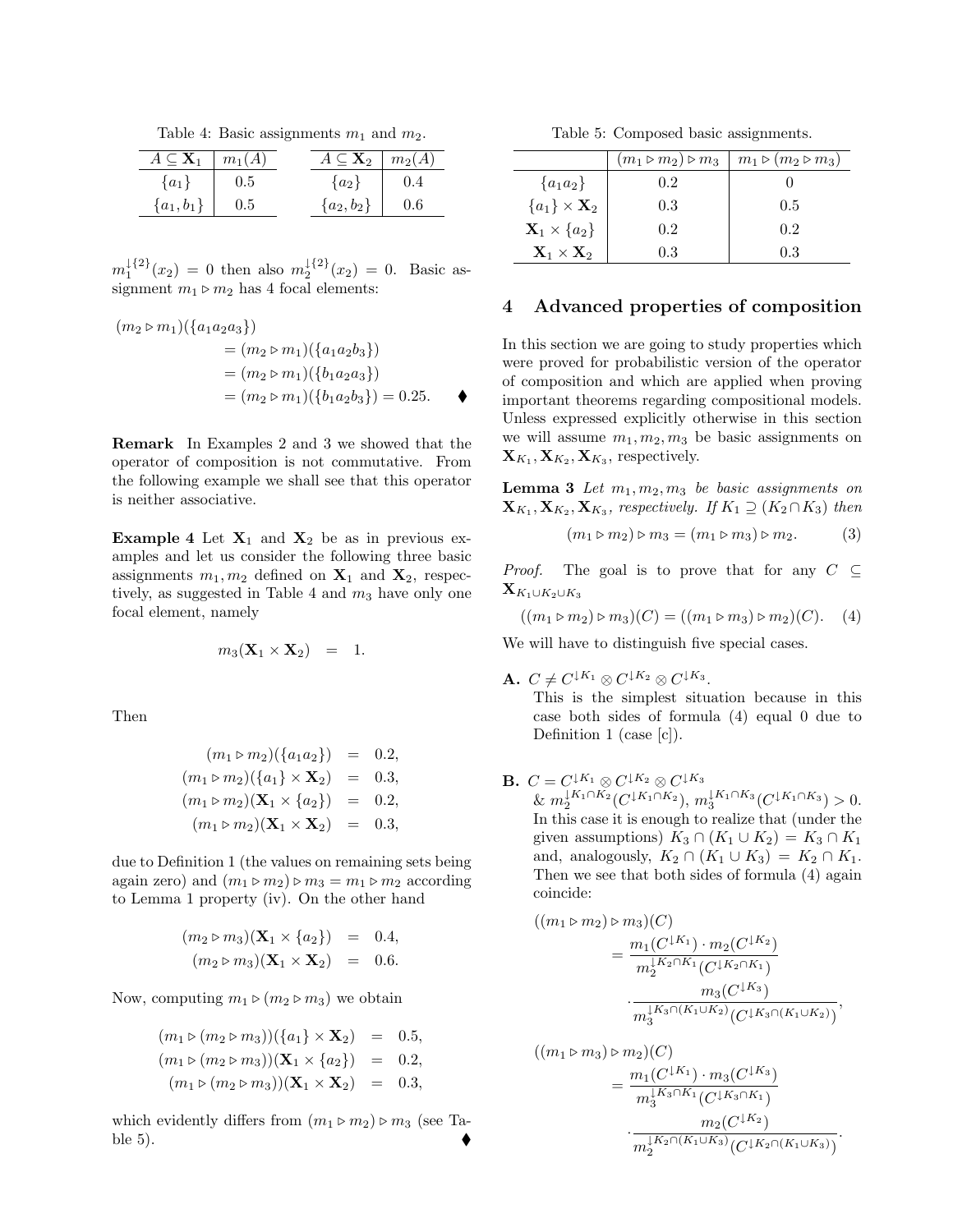Table 4: Basic assignments $m_1$ and $m_2$.

| $A \subseteq \mathbf{X}_1$ | $m_1(A)$ |
|---|---|
| $\{a_1\}$ | 0.5 |
| $\{a_1, b_1\}$ | 0.5 |

| $A \subseteq \mathbf{X}_2$ | $m_2(A)$ |
|---|---|
| $\{a_2\}$ | 0.4 |
| $\{a_2, b_2\}$ | 0.6 |

$m_1^{\downarrow\{2\}}(x_2) = 0$ then also $m_2^{\downarrow\{2\}}(x_2) = 0$. Basic assignment $m_1 \triangleright m_2$ has 4 focal elements:

$$\begin{aligned}(m_2 \triangleright m_1)(\{a_1a_2a_3\}) &= (m_2 \triangleright m_1)(\{a_1a_2b_3\}) \\ &= (m_2 \triangleright m_1)(\{b_1a_2a_3\}) \\ &= (m_2 \triangleright m_1)(\{b_1a_2b_3\}) = 0.25.\end{aligned}$$ ♦

**Remark** In Examples 2 and 3 we showed that the operator of composition is not commutative. From the following example we shall see that this operator is neither associative.

**Example 4** Let $\mathbf{X}_1$ and $\mathbf{X}_2$ be as in previous examples and let us consider the following three basic assignments $m_1, m_2$ defined on $\mathbf{X}_1$ and $\mathbf{X}_2$, respectively, as suggested in Table 4 and $m_3$ have only one focal element, namely

$$m_3(\mathbf{X}_1 \times \mathbf{X}_2) = 1.$$

Then

$$\begin{aligned}(m_1 \triangleright m_2)(\{a_1a_2\}) &= 0.2,\\ (m_1 \triangleright m_2)(\{a_1\} \times \mathbf{X}_2) &= 0.3,\\ (m_1 \triangleright m_2)(\mathbf{X}_1 \times \{a_2\}) &= 0.2,\\ (m_1 \triangleright m_2)(\mathbf{X}_1 \times \mathbf{X}_2) &= 0.3,\end{aligned}$$

due to Definition 1 (the values on remaining sets being again zero) and $(m_1 \triangleright m_2) \triangleright m_3 = m_1 \triangleright m_2$ according to Lemma 1 property (iv). On the other hand

$$\begin{aligned}(m_2 \triangleright m_3)(\mathbf{X}_1 \times \{a_2\}) &= 0.4,\\ (m_2 \triangleright m_3)(\mathbf{X}_1 \times \mathbf{X}_2) &= 0.6.\end{aligned}$$

Now, computing $m_1 \triangleright (m_2 \triangleright m_3)$ we obtain

$$\begin{aligned}(m_1 \triangleright (m_2 \triangleright m_3))(\{a_1\} \times \mathbf{X}_2) &= 0.5,\\ (m_1 \triangleright (m_2 \triangleright m_3))(\mathbf{X}_1 \times \{a_2\}) &= 0.2,\\ (m_1 \triangleright (m_2 \triangleright m_3))(\mathbf{X}_1 \times \mathbf{X}_2) &= 0.3,\end{aligned}$$

which evidently differs from $(m_1 \triangleright m_2) \triangleright m_3$ (see Table 5). ♦

Table 5: Composed basic assignments.

| | $(m_1 \triangleright m_2) \triangleright m_3$ | $m_1 \triangleright (m_2 \triangleright m_3)$ |
|---|---|---|
| $\{a_1a_2\}$ | 0.2 | 0 |
| $\{a_1\} \times \mathbf{X}_2$ | 0.3 | 0.5 |
| $\mathbf{X}_1 \times \{a_2\}$ | 0.2 | 0.2 |
| $\mathbf{X}_1 \times \mathbf{X}_2$ | 0.3 | 0.3 |

## 4 Advanced properties of composition

In this section we are going to study properties which were proved for probabilistic version of the operator of composition and which are applied when proving important theorems regarding compositional models. Unless expressed explicitly otherwise in this section we will assume $m_1, m_2, m_3$ be basic assignments on $\mathbf{X}_{K_1}, \mathbf{X}_{K_2}, \mathbf{X}_{K_3}$, respectively.

**Lemma 3** *Let $m_1, m_2, m_3$ be basic assignments on $\mathbf{X}_{K_1}, \mathbf{X}_{K_2}, \mathbf{X}_{K_3}$, respectively. If $K_1 \supseteq (K_2 \cap K_3)$ then*

$$(m_1 \triangleright m_2) \triangleright m_3 = (m_1 \triangleright m_3) \triangleright m_2. \qquad (3)$$

*Proof.* The goal is to prove that for any $C \subseteq \mathbf{X}_{K_1 \cup K_2 \cup K_3}$

$$((m_1 \triangleright m_2) \triangleright m_3)(C) = ((m_1 \triangleright m_3) \triangleright m_2)(C). \qquad (4)$$

We will have to distinguish five special cases.

**A.** $C \neq C^{\downarrow K_1} \otimes C^{\downarrow K_2} \otimes C^{\downarrow K_3}$.
This is the simplest situation because in this case both sides of formula (4) equal 0 due to Definition 1 (case [c]).

**B.** $C = C^{\downarrow K_1} \otimes C^{\downarrow K_2} \otimes C^{\downarrow K_3}$ & $m_2^{\downarrow K_1 \cap K_2}(C^{\downarrow K_1 \cap K_2})$, $m_3^{\downarrow K_1 \cap K_3}(C^{\downarrow K_1 \cap K_3}) > 0$.
In this case it is enough to realize that (under the given assumptions) $K_3 \cap (K_1 \cup K_2) = K_3 \cap K_1$ and, analogously, $K_2 \cap (K_1 \cup K_3) = K_2 \cap K_1$. Then we see that both sides of formula (4) again coincide:

$$\begin{aligned}((m_1 \triangleright m_2) \triangleright m_3)(C) &= \frac{m_1(C^{\downarrow K_1}) \cdot m_2(C^{\downarrow K_2})}{m_2^{\downarrow K_2 \cap K_1}(C^{\downarrow K_2 \cap K_1})} \\ &\quad \cdot \frac{m_3(C^{\downarrow K_3})}{m_3^{\downarrow K_3 \cap (K_1 \cup K_2)}(C^{\downarrow K_3 \cap (K_1 \cup K_2)})},\end{aligned}$$

$$\begin{aligned}((m_1 \triangleright m_3) \triangleright m_2)(C) &= \frac{m_1(C^{\downarrow K_1}) \cdot m_3(C^{\downarrow K_3})}{m_3^{\downarrow K_3 \cap K_1}(C^{\downarrow K_3 \cap K_1})} \\ &\quad \cdot \frac{m_2(C^{\downarrow K_2})}{m_2^{\downarrow K_2 \cap (K_1 \cup K_3)}(C^{\downarrow K_2 \cap (K_1 \cup K_3)})}.\end{aligned}$$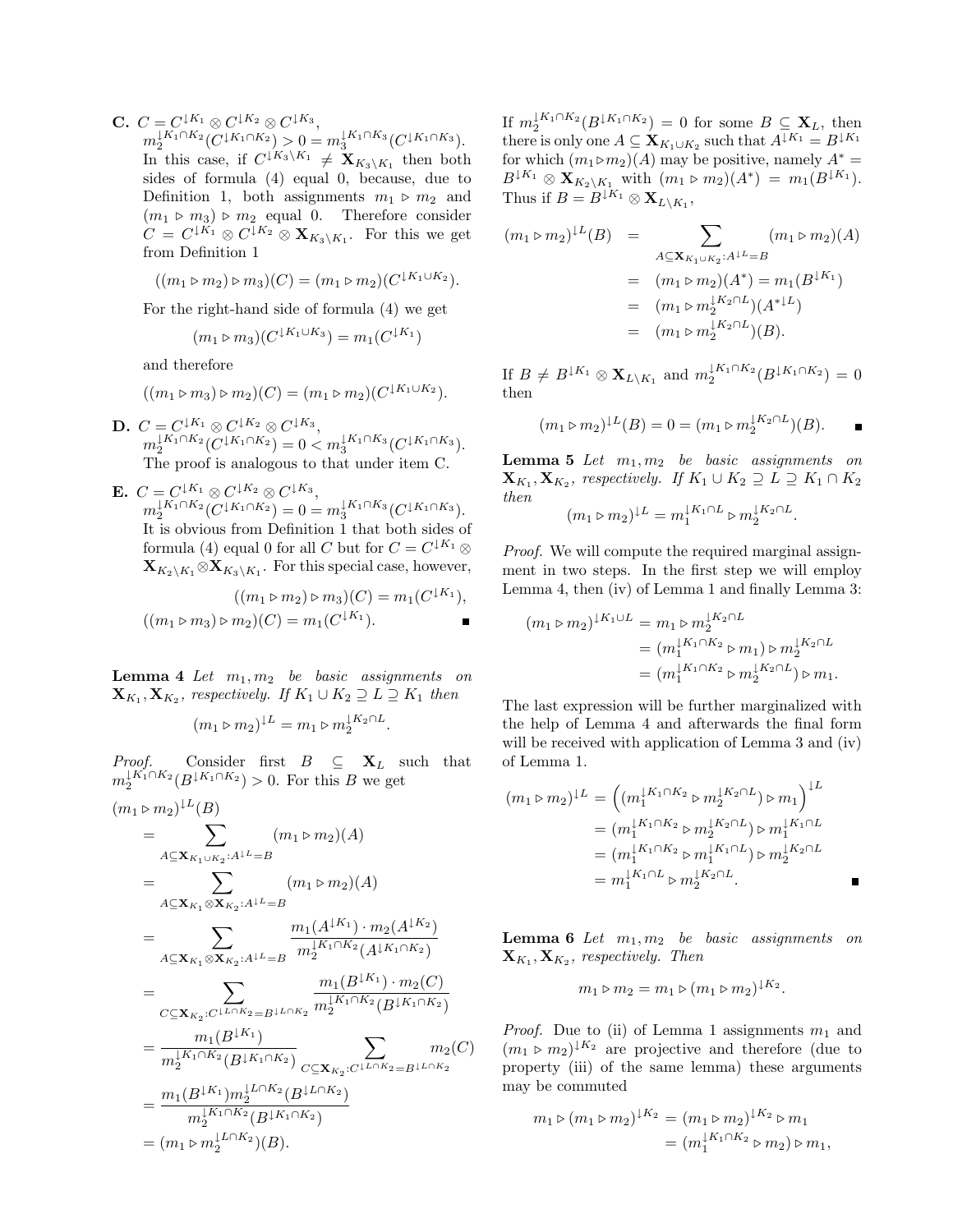**C.** $C = C^{\downarrow K_1} \otimes C^{\downarrow K_2} \otimes C^{\downarrow K_3}$, $m_2^{\downarrow K_1 \cap K_2}(C^{\downarrow K_1 \cap K_2}) > 0 = m_3^{\downarrow K_1 \cap K_3}(C^{\downarrow K_1 \cap K_3})$. In this case, if $C^{\downarrow K_3 \setminus K_1} \neq \mathbf{X}_{K_3 \setminus K_1}$ then both sides of formula (4) equal 0, because, due to Definition 1, both assignments $m_1 \triangleright m_2$ and $(m_1 \triangleright m_3) \triangleright m_2$ equal 0. Therefore consider $C = C^{\downarrow K_1} \otimes C^{\downarrow K_2} \otimes \mathbf{X}_{K_3 \setminus K_1}$. For this we get from Definition 1

$$((m_1 \triangleright m_2) \triangleright m_3)(C) = (m_1 \triangleright m_2)(C^{\downarrow K_1 \cup K_2}).$$

For the right-hand side of formula (4) we get

$$(m_1 \triangleright m_3)(C^{\downarrow K_1 \cup K_3}) = m_1(C^{\downarrow K_1})$$

and therefore

$$((m_1 \triangleright m_3) \triangleright m_2)(C) = (m_1 \triangleright m_2)(C^{\downarrow K_1 \cup K_2}).$$

**D.** $C = C^{\downarrow K_1} \otimes C^{\downarrow K_2} \otimes C^{\downarrow K_3}$, $m_2^{\downarrow K_1 \cap K_2}(C^{\downarrow K_1 \cap K_2}) = 0 < m_3^{\downarrow K_1 \cap K_3}(C^{\downarrow K_1 \cap K_3})$. The proof is analogous to that under item C.

**E.** $C = C^{\downarrow K_1} \otimes C^{\downarrow K_2} \otimes C^{\downarrow K_3}$, $m_2^{\downarrow K_1 \cap K_2}(C^{\downarrow K_1 \cap K_2}) = 0 = m_3^{\downarrow K_1 \cap K_3}(C^{\downarrow K_1 \cap K_3})$. It is obvious from Definition 1 that both sides of formula (4) equal 0 for all $C$ but for $C = C^{\downarrow K_1} \otimes \mathbf{X}_{K_2 \setminus K_1} \otimes \mathbf{X}_{K_3 \setminus K_1}$. For this special case, however,

$$((m_1 \triangleright m_2) \triangleright m_3)(C) = m_1(C^{\downarrow K_1}),$$
$$((m_1 \triangleright m_3) \triangleright m_2)(C) = m_1(C^{\downarrow K_1}).$$

■

**Lemma 4** *Let $m_1, m_2$ be basic assignments on $\mathbf{X}_{K_1}, \mathbf{X}_{K_2}$, respectively. If $K_1 \cup K_2 \supseteq L \supseteq K_1$ then*

$$(m_1 \triangleright m_2)^{\downarrow L} = m_1 \triangleright m_2^{\downarrow K_2 \cap L}.$$

*Proof.* Consider first $B \subseteq \mathbf{X}_L$ such that $m_2^{\downarrow K_1 \cap K_2}(B^{\downarrow K_1 \cap K_2}) > 0$. For this $B$ we get

$$\begin{aligned}
&(m_1 \triangleright m_2)^{\downarrow L}(B) \\
&= \sum_{A \subseteq \mathbf{X}_{K_1 \cup K_2} : A^{\downarrow L} = B} (m_1 \triangleright m_2)(A) \\
&= \sum_{A \subseteq \mathbf{X}_{K_1} \otimes \mathbf{X}_{K_2} : A^{\downarrow L} = B} (m_1 \triangleright m_2)(A) \\
&= \sum_{A \subseteq \mathbf{X}_{K_1} \otimes \mathbf{X}_{K_2} : A^{\downarrow L} = B} \frac{m_1(A^{\downarrow K_1}) \cdot m_2(A^{\downarrow K_2})}{m_2^{\downarrow K_1 \cap K_2}(A^{\downarrow K_1 \cap K_2})} \\
&= \sum_{C \subseteq \mathbf{X}_{K_2} : C^{\downarrow L \cap K_2} = B^{\downarrow L \cap K_2}} \frac{m_1(B^{\downarrow K_1}) \cdot m_2(C)}{m_2^{\downarrow K_1 \cap K_2}(B^{\downarrow K_1 \cap K_2})} \\
&= \frac{m_1(B^{\downarrow K_1})}{m_2^{\downarrow K_1 \cap K_2}(B^{\downarrow K_1 \cap K_2})} \sum_{C \subseteq \mathbf{X}_{K_2} : C^{\downarrow L \cap K_2} = B^{\downarrow L \cap K_2}} m_2(C) \\
&= \frac{m_1(B^{\downarrow K_1}) m_2^{\downarrow L \cap K_2}(B^{\downarrow L \cap K_2})}{m_2^{\downarrow K_1 \cap K_2}(B^{\downarrow K_1 \cap K_2})} \\
&= (m_1 \triangleright m_2^{\downarrow L \cap K_2})(B).
\end{aligned}$$

If $m_2^{\downarrow K_1 \cap K_2}(B^{\downarrow K_1 \cap K_2}) = 0$ for some $B \subseteq \mathbf{X}_L$, then there is only one $A \subseteq \mathbf{X}_{K_1 \cup K_2}$ such that $A^{\downarrow K_1} = B^{\downarrow K_1}$ for which $(m_1 \triangleright m_2)(A)$ may be positive, namely $A^* = B^{\downarrow K_1} \otimes \mathbf{X}_{K_2 \setminus K_1}$ with $(m_1 \triangleright m_2)(A^*) = m_1(B^{\downarrow K_1})$. Thus if $B = B^{\downarrow K_1} \otimes \mathbf{X}_{L \setminus K_1}$,

$$\begin{aligned}
(m_1 \triangleright m_2)^{\downarrow L}(B) &= \sum_{A \subseteq \mathbf{X}_{K_1 \cup K_2} : A^{\downarrow L} = B} (m_1 \triangleright m_2)(A) \\
&= (m_1 \triangleright m_2)(A^*) = m_1(B^{\downarrow K_1}) \\
&= (m_1 \triangleright m_2^{\downarrow K_2 \cap L})(A^{*\downarrow L}) \\
&= (m_1 \triangleright m_2^{\downarrow K_2 \cap L})(B).
\end{aligned}$$

If $B \neq B^{\downarrow K_1} \otimes \mathbf{X}_{L \setminus K_1}$ and $m_2^{\downarrow K_1 \cap K_2}(B^{\downarrow K_1 \cap K_2}) = 0$ then

$$(m_1 \triangleright m_2)^{\downarrow L}(B) = 0 = (m_1 \triangleright m_2^{\downarrow K_2 \cap L})(B).$$

■

**Lemma 5** *Let $m_1, m_2$ be basic assignments on $\mathbf{X}_{K_1}, \mathbf{X}_{K_2}$, respectively. If $K_1 \cup K_2 \supseteq L \supseteq K_1 \cap K_2$ then*

$$(m_1 \triangleright m_2)^{\downarrow L} = m_1^{\downarrow K_1 \cap L} \triangleright m_2^{\downarrow K_2 \cap L}.$$

*Proof.* We will compute the required marginal assignment in two steps. In the first step we will employ Lemma 4, then (iv) of Lemma 1 and finally Lemma 3:

$$\begin{aligned}
(m_1 \triangleright m_2)^{\downarrow K_1 \cup L} &= m_1 \triangleright m_2^{\downarrow K_2 \cap L} \\
&= (m_1^{\downarrow K_1 \cap K_2} \triangleright m_1) \triangleright m_2^{\downarrow K_2 \cap L} \\
&= (m_1^{\downarrow K_1 \cap K_2} \triangleright m_2^{\downarrow K_2 \cap L}) \triangleright m_1.
\end{aligned}$$

The last expression will be further marginalized with the help of Lemma 4 and afterwards the final form will be received with application of Lemma 3 and (iv) of Lemma 1.

$$\begin{aligned}
(m_1 \triangleright m_2)^{\downarrow L} &= \left((m_1^{\downarrow K_1 \cap K_2} \triangleright m_2^{\downarrow K_2 \cap L}) \triangleright m_1\right)^{\downarrow L} \\
&= (m_1^{\downarrow K_1 \cap K_2} \triangleright m_2^{\downarrow K_2 \cap L}) \triangleright m_1^{\downarrow K_1 \cap L} \\
&= (m_1^{\downarrow K_1 \cap K_2} \triangleright m_1^{\downarrow K_1 \cap L}) \triangleright m_2^{\downarrow K_2 \cap L} \\
&= m_1^{\downarrow K_1 \cap L} \triangleright m_2^{\downarrow K_2 \cap L}.
\end{aligned}$$

■

**Lemma 6** *Let $m_1, m_2$ be basic assignments on $\mathbf{X}_{K_1}, \mathbf{X}_{K_2}$, respectively. Then*

$$m_1 \triangleright m_2 = m_1 \triangleright (m_1 \triangleright m_2)^{\downarrow K_2}.$$

*Proof.* Due to (ii) of Lemma 1 assignments $m_1$ and $(m_1 \triangleright m_2)^{\downarrow K_2}$ are projective and therefore (due to property (iii) of the same lemma) these arguments may be commuted

$$\begin{aligned}
m_1 \triangleright (m_1 \triangleright m_2)^{\downarrow K_2} &= (m_1 \triangleright m_2)^{\downarrow K_2} \triangleright m_1 \\
&= (m_1^{\downarrow K_1 \cap K_2} \triangleright m_2) \triangleright m_1,
\end{aligned}$$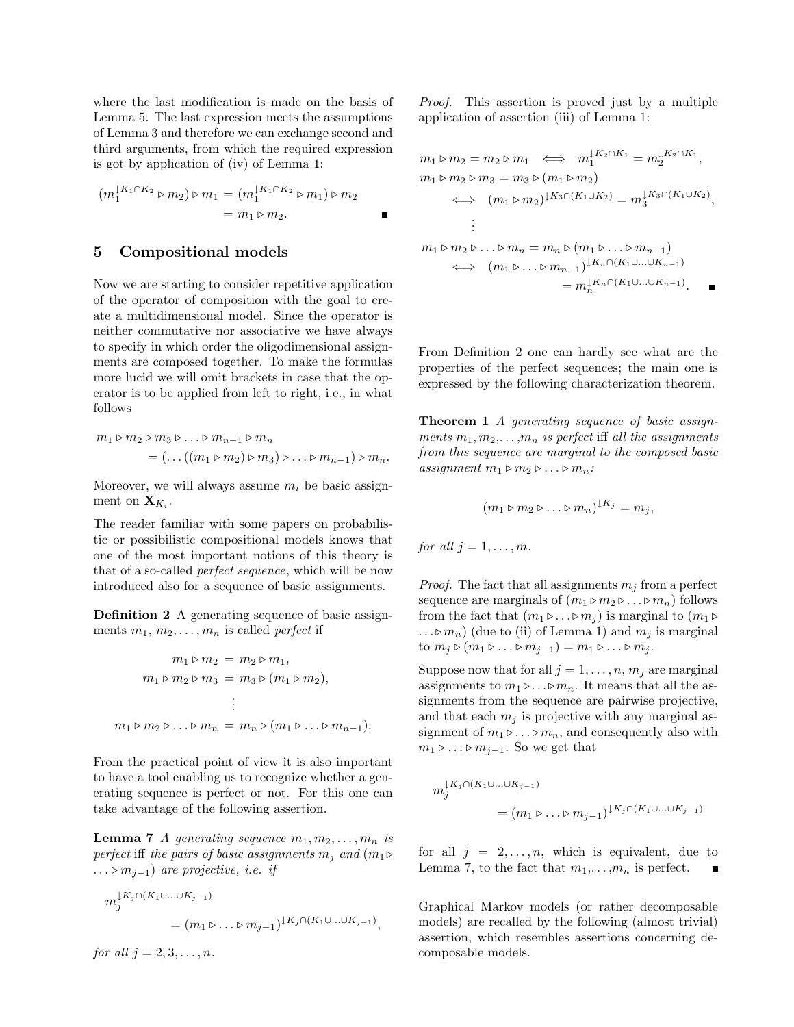where the last modification is made on the basis of Lemma 5. The last expression meets the assumptions of Lemma 3 and therefore we can exchange second and third arguments, from which the required expression is got by application of (iv) of Lemma 1:

$$(m_1^{\downarrow K_1 \cap K_2} \triangleright m_2) \triangleright m_1 = (m_1^{\downarrow K_1 \cap K_2} \triangleright m_1) \triangleright m_2 = m_1 \triangleright m_2. \quad \blacksquare$$

## 5 Compositional models

Now we are starting to consider repetitive application of the operator of composition with the goal to create a multidimensional model. Since the operator is neither commutative nor associative we have always to specify in which order the oligodimensional assignments are composed together. To make the formulas more lucid we will omit brackets in case that the operator is to be applied from left to right, i.e., in what follows

$$m_1 \triangleright m_2 \triangleright m_3 \triangleright \ldots \triangleright m_{n-1} \triangleright m_n = (\ldots((m_1 \triangleright m_2) \triangleright m_3) \triangleright \ldots \triangleright m_{n-1}) \triangleright m_n.$$

Moreover, we will always assume $m_i$ be basic assignment on $\mathbf{X}_{K_i}$.

The reader familiar with some papers on probabilistic or possibilistic compositional models knows that one of the most important notions of this theory is that of a so-called *perfect sequence*, which will be now introduced also for a sequence of basic assignments.

**Definition 2** A generating sequence of basic assignments $m_1$, $m_2, \ldots, m_n$ is called *perfect* if

$$\begin{aligned} m_1 \triangleright m_2 &= m_2 \triangleright m_1, \\ m_1 \triangleright m_2 \triangleright m_3 &= m_3 \triangleright (m_1 \triangleright m_2), \\ &\vdots \\ m_1 \triangleright m_2 \triangleright \ldots \triangleright m_n &= m_n \triangleright (m_1 \triangleright \ldots \triangleright m_{n-1}). \end{aligned}$$

From the practical point of view it is also important to have a tool enabling us to recognize whether a generating sequence is perfect or not. For this one can take advantage of the following assertion.

**Lemma 7** *A generating sequence $m_1, m_2, \ldots, m_n$ is perfect* iff *the pairs of basic assignments $m_j$ and $(m_1 \triangleright \ldots \triangleright m_{j-1})$ are projective, i.e. if*

$$m_j^{\downarrow K_j \cap (K_1 \cup \ldots \cup K_{j-1})} = (m_1 \triangleright \ldots \triangleright m_{j-1})^{\downarrow K_j \cap (K_1 \cup \ldots \cup K_{j-1})},$$

*for all $j = 2, 3, \ldots, n$.*

*Proof.* This assertion is proved just by a multiple application of assertion (iii) of Lemma 1:

$$\begin{aligned} & m_1 \triangleright m_2 = m_2 \triangleright m_1 \iff m_1^{\downarrow K_2 \cap K_1} = m_2^{\downarrow K_2 \cap K_1}, \\ & m_1 \triangleright m_2 \triangleright m_3 = m_3 \triangleright (m_1 \triangleright m_2) \\ & \quad \iff (m_1 \triangleright m_2)^{\downarrow K_3 \cap (K_1 \cup K_2)} = m_3^{\downarrow K_3 \cap (K_1 \cup K_2)}, \\ & \quad \vdots \\ & m_1 \triangleright m_2 \triangleright \ldots \triangleright m_n = m_n \triangleright (m_1 \triangleright \ldots \triangleright m_{n-1}) \\ & \quad \iff (m_1 \triangleright \ldots \triangleright m_{n-1})^{\downarrow K_n \cap (K_1 \cup \ldots \cup K_{n-1})} \\ & \quad\quad = m_n^{\downarrow K_n \cap (K_1 \cup \ldots \cup K_{n-1})}. \quad \blacksquare \end{aligned}$$

From Definition 2 one can hardly see what are the properties of the perfect sequences; the main one is expressed by the following characterization theorem.

**Theorem 1** *A generating sequence of basic assignments $m_1, m_2, \ldots, m_n$ is perfect* iff *all the assignments from this sequence are marginal to the composed basic assignment $m_1 \triangleright m_2 \triangleright \ldots \triangleright m_n$:*

$$(m_1 \triangleright m_2 \triangleright \ldots \triangleright m_n)^{\downarrow K_j} = m_j,$$

*for all $j = 1, \ldots, m$.*

*Proof.* The fact that all assignments $m_j$ from a perfect sequence are marginals of $(m_1 \triangleright m_2 \triangleright \ldots \triangleright m_n)$ follows from the fact that $(m_1 \triangleright \ldots \triangleright m_j)$ is marginal to $(m_1 \triangleright \ldots \triangleright m_n)$ (due to (ii) of Lemma 1) and $m_j$ is marginal to $m_j \triangleright (m_1 \triangleright \ldots \triangleright m_{j-1}) = m_1 \triangleright \ldots \triangleright m_j$.

Suppose now that for all $j = 1, \ldots, n$, $m_j$ are marginal assignments to $m_1 \triangleright \ldots \triangleright m_n$. It means that all the assignments from the sequence are pairwise projective, and that each $m_j$ is projective with any marginal assignment of $m_1 \triangleright \ldots \triangleright m_n$, and consequently also with $m_1 \triangleright \ldots \triangleright m_{j-1}$. So we get that

$$m_j^{\downarrow K_j \cap (K_1 \cup \ldots \cup K_{j-1})} = (m_1 \triangleright \ldots \triangleright m_{j-1})^{\downarrow K_j \cap (K_1 \cup \ldots \cup K_{j-1})}$$

for all $j = 2, \ldots, n$, which is equivalent, due to Lemma 7, to the fact that $m_1, \ldots, m_n$ is perfect. $\blacksquare$

Graphical Markov models (or rather decomposable models) are recalled by the following (almost trivial) assertion, which resembles assertions concerning decomposable models.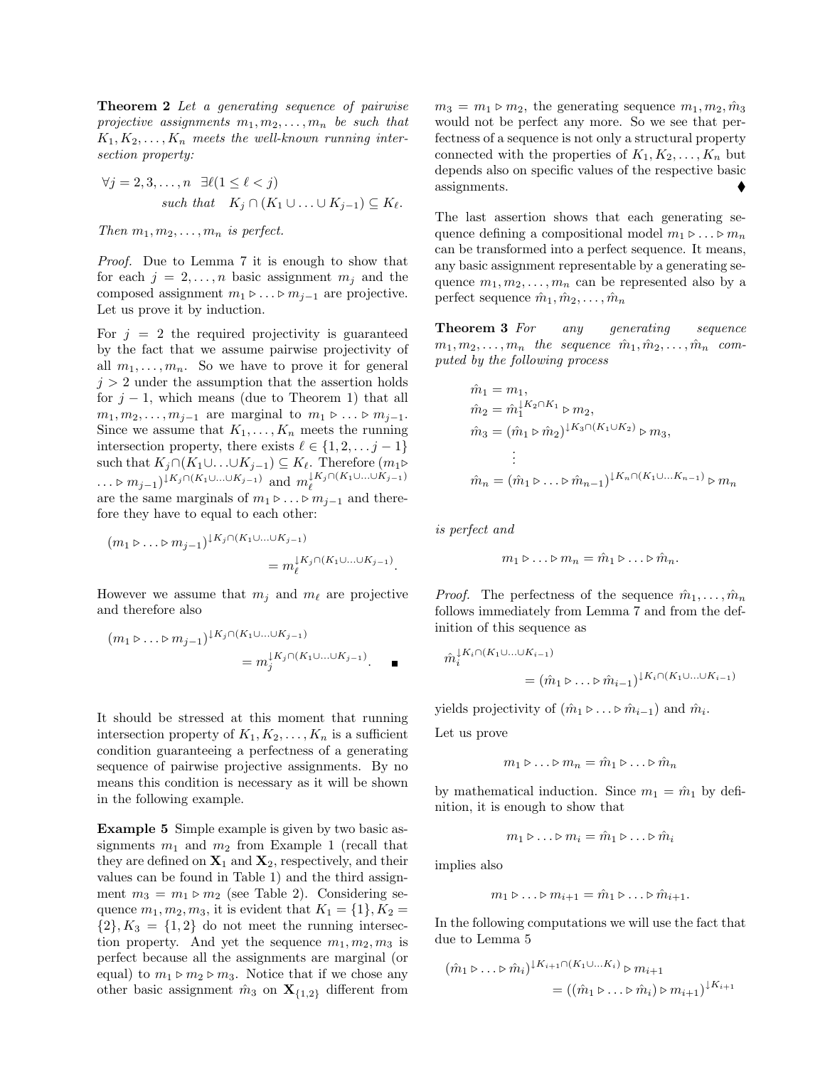**Theorem 2** *Let a generating sequence of pairwise projective assignments $m_1, m_2, \ldots, m_n$ be such that $K_1, K_2, \ldots, K_n$ meets the well-known running intersection property:*

$$\forall j = 2, 3, \ldots, n \;\; \exists \ell (1 \leq \ell < j) \quad \text{such that} \quad K_j \cap (K_1 \cup \ldots \cup K_{j-1}) \subseteq K_\ell.$$

*Then $m_1, m_2, \ldots, m_n$ is perfect.*

*Proof.* Due to Lemma 7 it is enough to show that for each $j = 2, \ldots, n$ basic assignment $m_j$ and the composed assignment $m_1 \triangleright \ldots \triangleright m_{j-1}$ are projective. Let us prove it by induction.

For $j = 2$ the required projectivity is guaranteed by the fact that we assume pairwise projectivity of all $m_1, \ldots, m_n$. So we have to prove it for general $j > 2$ under the assumption that the assertion holds for $j-1$, which means (due to Theorem 1) that all $m_1, m_2, \ldots, m_{j-1}$ are marginal to $m_1 \triangleright \ldots \triangleright m_{j-1}$. Since we assume that $K_1, \ldots, K_n$ meets the running intersection property, there exists $\ell \in \{1, 2, \ldots j-1\}$ such that $K_j \cap (K_1 \cup \ldots \cup K_{j-1}) \subseteq K_\ell$. Therefore $(m_1 \triangleright \ldots \triangleright m_{j-1})^{\downarrow K_j \cap (K_1 \cup \ldots \cup K_{j-1})}$ and $m_\ell^{\downarrow K_j \cap (K_1 \cup \ldots \cup K_{j-1})}$ are the same marginals of $m_1 \triangleright \ldots \triangleright m_{j-1}$ and therefore they have to equal to each other:

$$(m_1 \triangleright \ldots \triangleright m_{j-1})^{\downarrow K_j \cap (K_1 \cup \ldots \cup K_{j-1})} = m_\ell^{\downarrow K_j \cap (K_1 \cup \ldots \cup K_{j-1})}.$$

However we assume that $m_j$ and $m_\ell$ are projective and therefore also

$$(m_1 \triangleright \ldots \triangleright m_{j-1})^{\downarrow K_j \cap (K_1 \cup \ldots \cup K_{j-1})} = m_j^{\downarrow K_j \cap (K_1 \cup \ldots \cup K_{j-1})}. \quad \blacksquare$$

It should be stressed at this moment that running intersection property of $K_1, K_2, \ldots, K_n$ is a sufficient condition guaranteeing a perfectness of a generating sequence of pairwise projective assignments. By no means this condition is necessary as it will be shown in the following example.

**Example 5** Simple example is given by two basic assignments $m_1$ and $m_2$ from Example 1 (recall that they are defined on $\mathbf{X}_1$ and $\mathbf{X}_2$, respectively, and their values can be found in Table 1) and the third assignment $m_3 = m_1 \triangleright m_2$ (see Table 2). Considering sequence $m_1, m_2, m_3$, it is evident that $K_1 = \{1\}, K_2 = \{2\}, K_3 = \{1, 2\}$ do not meet the running intersection property. And yet the sequence $m_1, m_2, m_3$ is perfect because all the assignments are marginal (or equal) to $m_1 \triangleright m_2 \triangleright m_3$. Notice that if we chose any other basic assignment $\hat{m}_3$ on $\mathbf{X}_{\{1,2\}}$ different from $m_3 = m_1 \triangleright m_2$, the generating sequence $m_1, m_2, \hat{m}_3$ would not be perfect any more. So we see that perfectness of a sequence is not only a structural property connected with the properties of $K_1, K_2, \ldots, K_n$ but depends also on specific values of the respective basic assignments. ♦

The last assertion shows that each generating sequence defining a compositional model $m_1 \triangleright \ldots \triangleright m_n$ can be transformed into a perfect sequence. It means, any basic assignment representable by a generating sequence $m_1, m_2, \ldots, m_n$ can be represented also by a perfect sequence $\hat{m}_1, \hat{m}_2, \ldots, \hat{m}_n$

**Theorem 3** *For any generating sequence $m_1, m_2, \ldots, m_n$ the sequence $\hat{m}_1, \hat{m}_2, \ldots, \hat{m}_n$ computed by the following process*

$$\begin{aligned}
\hat{m}_1 &= m_1, \\
\hat{m}_2 &= \hat{m}_1^{\downarrow K_2 \cap K_1} \triangleright m_2, \\
\hat{m}_3 &= (\hat{m}_1 \triangleright \hat{m}_2)^{\downarrow K_3 \cap (K_1 \cup K_2)} \triangleright m_3, \\
&\;\;\vdots \\
\hat{m}_n &= (\hat{m}_1 \triangleright \ldots \triangleright \hat{m}_{n-1})^{\downarrow K_n \cap (K_1 \cup \ldots K_{n-1})} \triangleright m_n
\end{aligned}$$

*is perfect and*

$$m_1 \triangleright \ldots \triangleright m_n = \hat{m}_1 \triangleright \ldots \triangleright \hat{m}_n.$$

*Proof.* The perfectness of the sequence $\hat{m}_1, \ldots, \hat{m}_n$ follows immediately from Lemma 7 and from the definition of this sequence as

$$\hat{m}_i^{\downarrow K_i \cap (K_1 \cup \ldots \cup K_{i-1})} = (\hat{m}_1 \triangleright \ldots \triangleright \hat{m}_{i-1})^{\downarrow K_i \cap (K_1 \cup \ldots \cup K_{i-1})}$$

yields projectivity of $(\hat{m}_1 \triangleright \ldots \triangleright \hat{m}_{i-1})$ and $\hat{m}_i$.

Let us prove

$$m_1 \triangleright \ldots \triangleright m_n = \hat{m}_1 \triangleright \ldots \triangleright \hat{m}_n$$

by mathematical induction. Since $m_1 = \hat{m}_1$ by definition, it is enough to show that

$$m_1 \triangleright \ldots \triangleright m_i = \hat{m}_1 \triangleright \ldots \triangleright \hat{m}_i$$

implies also

$$m_1 \triangleright \ldots \triangleright m_{i+1} = \hat{m}_1 \triangleright \ldots \triangleright \hat{m}_{i+1}.$$

In the following computations we will use the fact that due to Lemma 5

$$(\hat{m}_1 \triangleright \ldots \triangleright \hat{m}_i)^{\downarrow K_{i+1} \cap (K_1 \cup \ldots K_i)} \triangleright m_{i+1} = ((\hat{m}_1 \triangleright \ldots \triangleright \hat{m}_i) \triangleright m_{i+1})^{\downarrow K_{i+1}}$$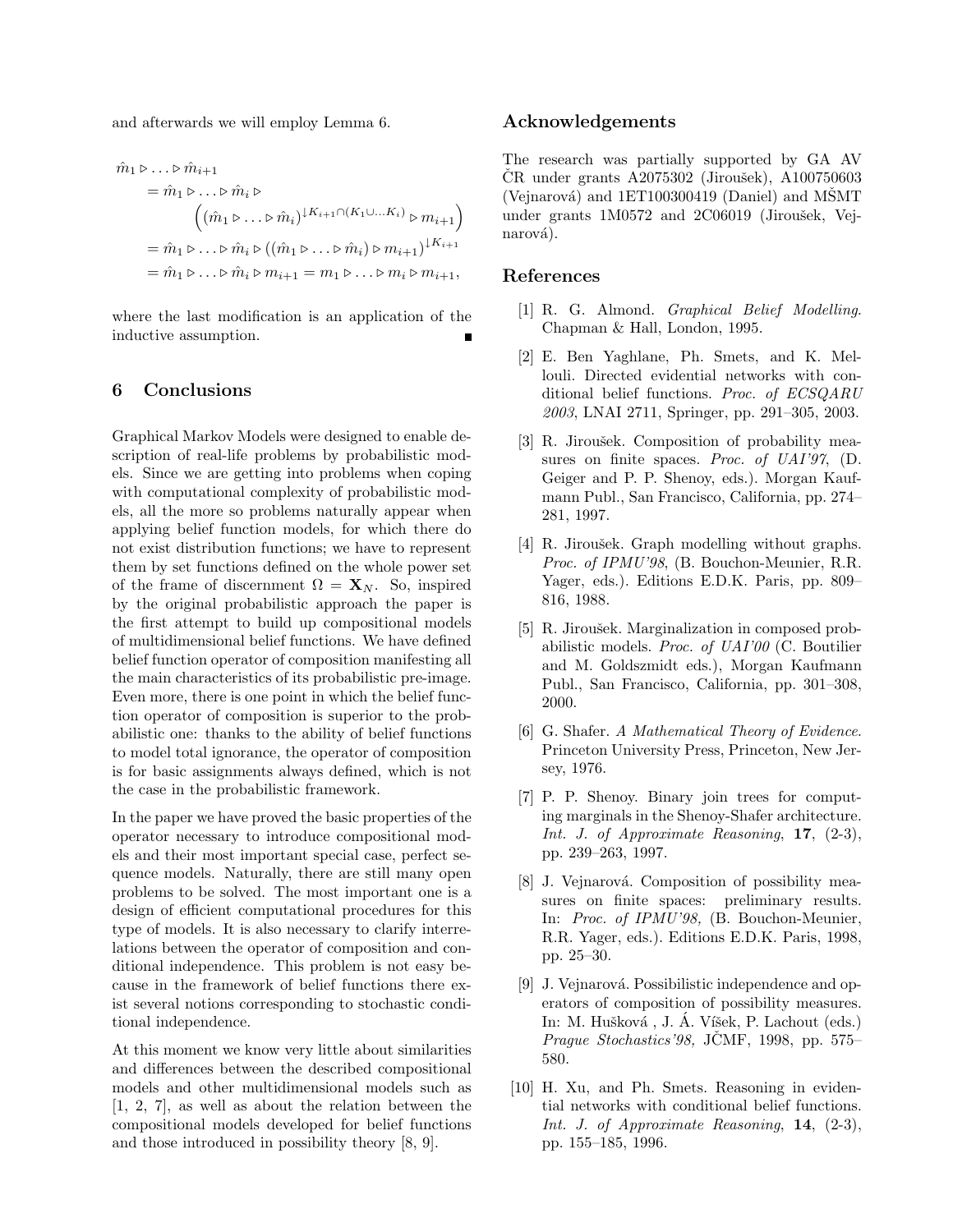and afterwards we will employ Lemma 6.

$$
\begin{aligned}
&\hat{m}_1 \triangleright \ldots \triangleright \hat{m}_{i+1} \\
&\quad = \hat{m}_1 \triangleright \ldots \triangleright \hat{m}_i \triangleright \\
&\qquad \left( (\hat{m}_1 \triangleright \ldots \triangleright \hat{m}_i)^{\downarrow K_{i+1} \cap (K_1 \cup \ldots K_i)} \triangleright m_{i+1} \right) \\
&\quad = \hat{m}_1 \triangleright \ldots \triangleright \hat{m}_i \triangleright \left( (\hat{m}_1 \triangleright \ldots \triangleright \hat{m}_i) \triangleright m_{i+1} \right)^{\downarrow K_{i+1}} \\
&\quad = \hat{m}_1 \triangleright \ldots \triangleright \hat{m}_i \triangleright m_{i+1} = m_1 \triangleright \ldots \triangleright m_i \triangleright m_{i+1},
\end{aligned}
$$

where the last modification is an application of the inductive assumption. ∎

## 6 Conclusions

Graphical Markov Models were designed to enable description of real-life problems by probabilistic models. Since we are getting into problems when coping with computational complexity of probabilistic models, all the more so problems naturally appear when applying belief function models, for which there do not exist distribution functions; we have to represent them by set functions defined on the whole power set of the frame of discernment $\Omega = \mathbf{X}_N$. So, inspired by the original probabilistic approach the paper is the first attempt to build up compositional models of multidimensional belief functions. We have defined belief function operator of composition manifesting all the main characteristics of its probabilistic pre-image. Even more, there is one point in which the belief function operator of composition is superior to the probabilistic one: thanks to the ability of belief functions to model total ignorance, the operator of composition is for basic assignments always defined, which is not the case in the probabilistic framework.

In the paper we have proved the basic properties of the operator necessary to introduce compositional models and their most important special case, perfect sequence models. Naturally, there are still many open problems to be solved. The most important one is a design of efficient computational procedures for this type of models. It is also necessary to clarify interrelations between the operator of composition and conditional independence. This problem is not easy because in the framework of belief functions there exist several notions corresponding to stochastic conditional independence.

At this moment we know very little about similarities and differences between the described compositional models and other multidimensional models such as [1, 2, 7], as well as about the relation between the compositional models developed for belief functions and those introduced in possibility theory [8, 9].

## Acknowledgements

The research was partially supported by GA AV ČR under grants A2075302 (Jiroušek), A100750603 (Vejnarová) and 1ET100300419 (Daniel) and MŠMT under grants 1M0572 and 2C06019 (Jiroušek, Vejnarová).

## References

[1] R. G. Almond. *Graphical Belief Modelling*. Chapman & Hall, London, 1995.

[2] E. Ben Yaghlane, Ph. Smets, and K. Mellouli. Directed evidential networks with conditional belief functions. *Proc. of ECSQARU 2003*, LNAI 2711, Springer, pp. 291–305, 2003.

[3] R. Jiroušek. Composition of probability measures on finite spaces. *Proc. of UAI'97*, (D. Geiger and P. P. Shenoy, eds.). Morgan Kaufmann Publ., San Francisco, California, pp. 274–281, 1997.

[4] R. Jiroušek. Graph modelling without graphs. *Proc. of IPMU'98*, (B. Bouchon-Meunier, R.R. Yager, eds.). Editions E.D.K. Paris, pp. 809–816, 1988.

[5] R. Jiroušek. Marginalization in composed probabilistic models. *Proc. of UAI'00* (C. Boutilier and M. Goldszmidt eds.), Morgan Kaufmann Publ., San Francisco, California, pp. 301–308, 2000.

[6] G. Shafer. *A Mathematical Theory of Evidence*. Princeton University Press, Princeton, New Jersey, 1976.

[7] P. P. Shenoy. Binary join trees for computing marginals in the Shenoy-Shafer architecture. *Int. J. of Approximate Reasoning*, **17**, (2-3), pp. 239–263, 1997.

[8] J. Vejnarová. Composition of possibility measures on finite spaces: preliminary results. In: *Proc. of IPMU'98,* (B. Bouchon-Meunier, R.R. Yager, eds.). Editions E.D.K. Paris, 1998, pp. 25–30.

[9] J. Vejnarová. Possibilistic independence and operators of composition of possibility measures. In: M. Hušková , J. Á. Víšek, P. Lachout (eds.) *Prague Stochastics'98,* JČMF, 1998, pp. 575–580.

[10] H. Xu, and Ph. Smets. Reasoning in evidential networks with conditional belief functions. *Int. J. of Approximate Reasoning*, **14**, (2-3), pp. 155–185, 1996.